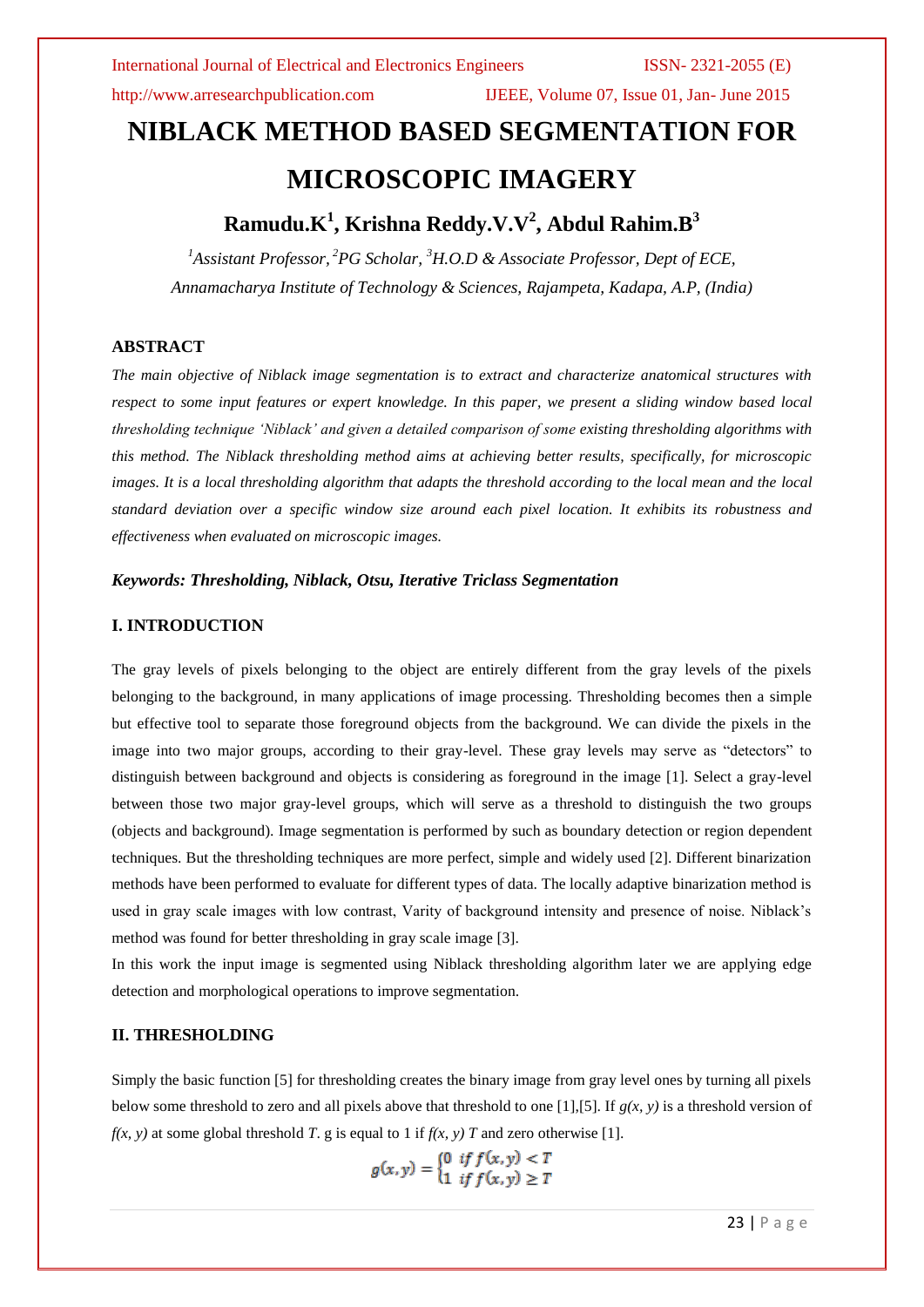# NIBLACK METHOD BASED SEGMENTATION FOR MICROSCOPIC IMAGERY

**Ramudu.K[1], Krishna Reddy.V.V[2], Abdul Rahim.B[3]**

*[1]Assistant Professor, [2]PG Scholar, [3]H.O.D & Associate Professor, Dept of ECE, Annamacharya Institute of Technology & Sciences, Rajampeta, Kadapa, A.P, (India)*

## ABSTRACT

*The main objective of Niblack image segmentation is to extract and characterize anatomical structures with respect to some input features or expert knowledge. In this paper, we present a sliding window based local thresholding technique 'Niblack' and given a detailed comparison of some existing thresholding algorithms with this method. The Niblack thresholding method aims at achieving better results, specifically, for microscopic images. It is a local thresholding algorithm that adapts the threshold according to the local mean and the local standard deviation over a specific window size around each pixel location. It exhibits its robustness and effectiveness when evaluated on microscopic images.*

***Keywords: Thresholding, Niblack, Otsu, Iterative Triclass Segmentation***

## I. INTRODUCTION

The gray levels of pixels belonging to the object are entirely different from the gray levels of the pixels belonging to the background, in many applications of image processing. Thresholding becomes then a simple but effective tool to separate those foreground objects from the background. We can divide the pixels in the image into two major groups, according to their gray-level. These gray levels may serve as "detectors" to distinguish between background and objects is considering as foreground in the image [1]. Select a gray-level between those two major gray-level groups, which will serve as a threshold to distinguish the two groups (objects and background). Image segmentation is performed by such as boundary detection or region dependent techniques. But the thresholding techniques are more perfect, simple and widely used [2]. Different binarization methods have been performed to evaluate for different types of data. The locally adaptive binarization method is used in gray scale images with low contrast, Varity of background intensity and presence of noise. Niblack's method was found for better thresholding in gray scale image [3].

In this work the input image is segmented using Niblack thresholding algorithm later we are applying edge detection and morphological operations to improve segmentation.

## II. THRESHOLDING

Simply the basic function [5] for thresholding creates the binary image from gray level ones by turning all pixels below some threshold to zero and all pixels above that threshold to one [1],[5]. If $g(x, y)$ is a threshold version of $f(x, y)$ at some global threshold $T$. g is equal to 1 if $f(x, y)$ $T$ and zero otherwise [1].

$$g(x,y) = \begin{cases} 0 & if\ f(x,y) < T \\ 1 & if\ f(x,y) \geq T \end{cases}$$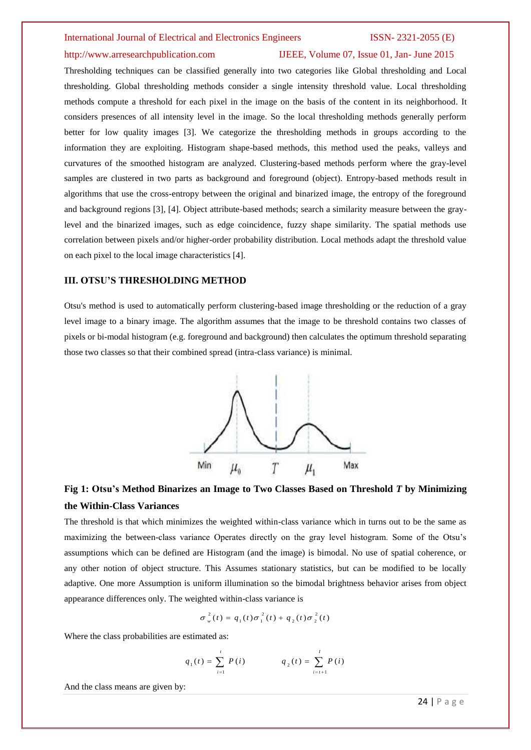Thresholding techniques can be classified generally into two categories like Global thresholding and Local thresholding. Global thresholding methods consider a single intensity threshold value. Local thresholding methods compute a threshold for each pixel in the image on the basis of the content in its neighborhood. It considers presences of all intensity level in the image. So the local thresholding methods generally perform better for low quality images [3]. We categorize the thresholding methods in groups according to the information they are exploiting. Histogram shape-based methods, this method used the peaks, valleys and curvatures of the smoothed histogram are analyzed. Clustering-based methods perform where the gray-level samples are clustered in two parts as background and foreground (object). Entropy-based methods result in algorithms that use the cross-entropy between the original and binarized image, the entropy of the foreground and background regions [3], [4]. Object attribute-based methods; search a similarity measure between the gray-level and the binarized images, such as edge coincidence, fuzzy shape similarity. The spatial methods use correlation between pixels and/or higher-order probability distribution. Local methods adapt the threshold value on each pixel to the local image characteristics [4].

## III. OTSU'S THRESHOLDING METHOD

Otsu's method is used to automatically perform clustering-based image thresholding or the reduction of a gray level image to a binary image. The algorithm assumes that the image to be threshold contains two classes of pixels or bi-modal histogram (e.g. foreground and background) then calculates the optimum threshold separating those two classes so that their combined spread (intra-class variance) is minimal.

**Fig 1: Otsu's Method Binarizes an Image to Two Classes Based on Threshold *T* by Minimizing the Within-Class Variances**

The threshold is that which minimizes the weighted within-class variance which in turns out to be the same as maximizing the between-class variance Operates directly on the gray level histogram. Some of the Otsu's assumptions which can be defined are Histogram (and the image) is bimodal. No use of spatial coherence, or any other notion of object structure. This Assumes stationary statistics, but can be modified to be locally adaptive. One more Assumption is uniform illumination so the bimodal brightness behavior arises from object appearance differences only. The weighted within-class variance is

$$\sigma_w^2(t) = q_1(t)\sigma_1^2(t) + q_2(t)\sigma_2^2(t)$$

Where the class probabilities are estimated as:

$$q_1(t) = \sum_{i=1}^{t} P(i) \qquad q_2(t) = \sum_{i=t+1}^{I} P(i)$$

And the class means are given by: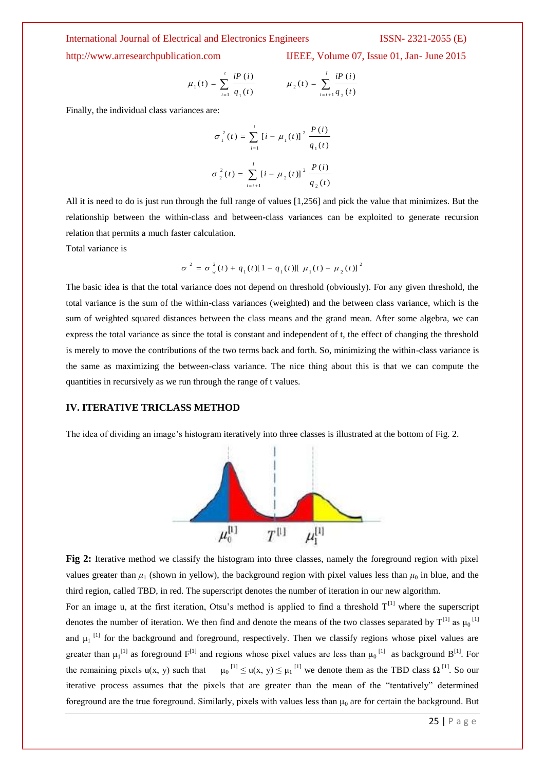$$\mu_1(t) = \sum_{i=1}^{t} \frac{iP(i)}{q_1(t)} \qquad \mu_2(t) = \sum_{i=t+1}^{I} \frac{iP(i)}{q_2(t)}$$

Finally, the individual class variances are:

$$\sigma_1^2(t) = \sum_{i=1}^{t} [i - \mu_1(t)]^2 \frac{P(i)}{q_1(t)}$$

$$\sigma_2^2(t) = \sum_{i=t+1}^{I} [i - \mu_2(t)]^2 \frac{P(i)}{q_2(t)}$$

All it is need to do is just run through the full range of values [1,256] and pick the value that minimizes. But the relationship between the within-class and between-class variances can be exploited to generate recursion relation that permits a much faster calculation.

Total variance is

$$\sigma^2 = \sigma_w^2(t) + q_1(t)[1 - q_1(t)][\mu_1(t) - \mu_2(t)]^2$$

The basic idea is that the total variance does not depend on threshold (obviously). For any given threshold, the total variance is the sum of the within-class variances (weighted) and the between class variance, which is the sum of weighted squared distances between the class means and the grand mean. After some algebra, we can express the total variance as since the total is constant and independent of t, the effect of changing the threshold is merely to move the contributions of the two terms back and forth. So, minimizing the within-class variance is the same as maximizing the between-class variance. The nice thing about this is that we can compute the quantities in recursively as we run through the range of t values.

## IV. ITERATIVE TRICLASS METHOD

The idea of dividing an image's histogram iteratively into three classes is illustrated at the bottom of Fig. 2.

**Fig 2:** Iterative method we classify the histogram into three classes, namely the foreground region with pixel values greater than $\mu_1$ (shown in yellow), the background region with pixel values less than $\mu_0$ in blue, and the third region, called TBD, in red. The superscript denotes the number of iteration in our new algorithm.

For an image u, at the first iteration, Otsu's method is applied to find a threshold $T^{[1]}$ where the superscript denotes the number of iteration. We then find and denote the means of the two classes separated by $T^{[1]}$ as $\mu_0^{[1]}$ and $\mu_1^{[1]}$ for the background and foreground, respectively. Then we classify regions whose pixel values are greater than $\mu_1^{[1]}$ as foreground $F^{[1]}$ and regions whose pixel values are less than $\mu_0^{[1]}$ as background $B^{[1]}$. For the remaining pixels u(x, y) such that $\mu_0^{[1]} \leq u(x, y) \leq \mu_1^{[1]}$ we denote them as the TBD class $\Omega^{[1]}$. So our iterative process assumes that the pixels that are greater than the mean of the "tentatively" determined foreground are the true foreground. Similarly, pixels with values less than $\mu_0$ are for certain the background. But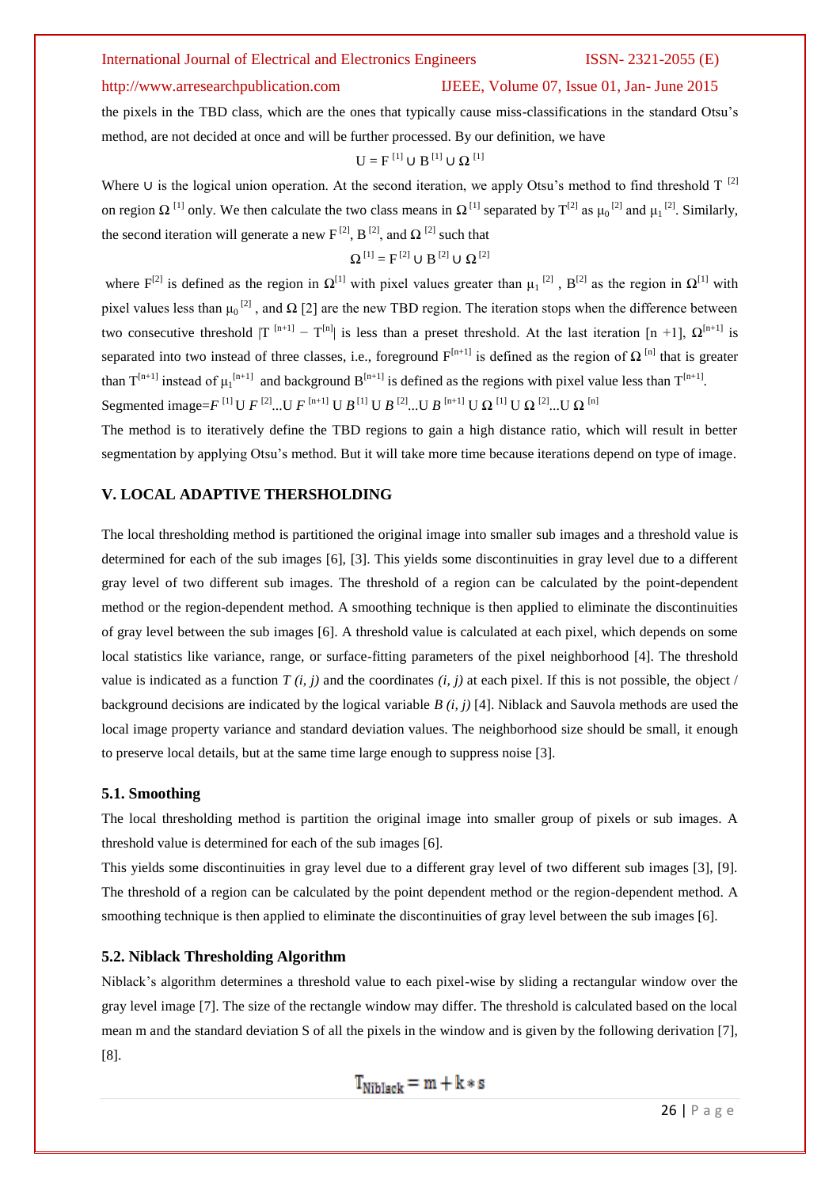the pixels in the TBD class, which are the ones that typically cause miss-classifications in the standard Otsu's method, are not decided at once and will be further processed. By our definition, we have

$$U = F^{[1]} \cup B^{[1]} \cup \Omega^{[1]}$$

Where ∪ is the logical union operation. At the second iteration, we apply Otsu's method to find threshold $T^{[2]}$ on region $\Omega^{[1]}$ only. We then calculate the two class means in $\Omega^{[1]}$ separated by $T^{[2]}$ as $\mu_0^{[2]}$ and $\mu_1^{[2]}$. Similarly, the second iteration will generate a new $F^{[2]}$, $B^{[2]}$, and $\Omega^{[2]}$ such that

$$\Omega^{[1]} = F^{[2]} \cup B^{[2]} \cup \Omega^{[2]}$$

where $F^{[2]}$ is defined as the region in $\Omega^{[1]}$ with pixel values greater than $\mu_1^{[2]}$, $B^{[2]}$ as the region in $\Omega^{[1]}$ with pixel values less than $\mu_0^{[2]}$, and Ω [2] are the new TBD region. The iteration stops when the difference between two consecutive threshold $|T^{[n+1]} - T^{[n]}|$ is less than a preset threshold. At the last iteration [n +1], $\Omega^{[n+1]}$ is separated into two instead of three classes, i.e., foreground $F^{[n+1]}$ is defined as the region of $\Omega^{[n]}$ that is greater than $T^{[n+1]}$ instead of $\mu_1^{[n+1]}$ and background $B^{[n+1]}$ is defined as the regions with pixel value less than $T^{[n+1]}$.

Segmented image=$F^{[1]} \cup F^{[2]} ... \cup F^{[n+1]} \cup B^{[1]} \cup B^{[2]} ... \cup B^{[n+1]} \cup \Omega^{[1]} \cup \Omega^{[2]} ... \cup \Omega^{[n]}$

The method is to iteratively define the TBD regions to gain a high distance ratio, which will result in better segmentation by applying Otsu's method. But it will take more time because iterations depend on type of image.

## V. LOCAL ADAPTIVE THERSHOLDING

The local thresholding method is partitioned the original image into smaller sub images and a threshold value is determined for each of the sub images [6], [3]. This yields some discontinuities in gray level due to a different gray level of two different sub images. The threshold of a region can be calculated by the point-dependent method or the region-dependent method. A smoothing technique is then applied to eliminate the discontinuities of gray level between the sub images [6]. A threshold value is calculated at each pixel, which depends on some local statistics like variance, range, or surface-fitting parameters of the pixel neighborhood [4]. The threshold value is indicated as a function $T(i, j)$ and the coordinates $(i, j)$ at each pixel. If this is not possible, the object / background decisions are indicated by the logical variable $B(i, j)$ [4]. Niblack and Sauvola methods are used the local image property variance and standard deviation values. The neighborhood size should be small, it enough to preserve local details, but at the same time large enough to suppress noise [3].

### 5.1. Smoothing

The local thresholding method is partition the original image into smaller group of pixels or sub images. A threshold value is determined for each of the sub images [6].

This yields some discontinuities in gray level due to a different gray level of two different sub images [3], [9]. The threshold of a region can be calculated by the point dependent method or the region-dependent method. A smoothing technique is then applied to eliminate the discontinuities of gray level between the sub images [6].

### 5.2. Niblack Thresholding Algorithm

Niblack's algorithm determines a threshold value to each pixel-wise by sliding a rectangular window over the gray level image [7]. The size of the rectangle window may differ. The threshold is calculated based on the local mean m and the standard deviation S of all the pixels in the window and is given by the following derivation [7], [8].

$$T_{Niblack} = m + k * s$$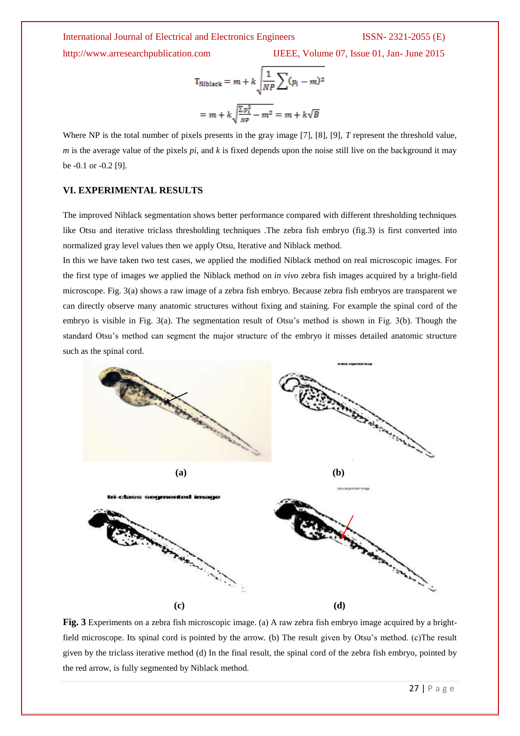$$T_{\text{Niblack}} = m + k\sqrt{\frac{1}{NP}\sum (p_i - m)^2}$$

$$= m + k\sqrt{\frac{\sum p_i^2}{NP} - m^2} = m + k\sqrt{B}$$

Where NP is the total number of pixels presents in the gray image [7], [8], [9], *T* represent the threshold value, *m* is the average value of the pixels *pi*, and *k* is fixed depends upon the noise still live on the background it may be -0.1 or -0.2 [9].

### VI. EXPERIMENTAL RESULTS

The improved Niblack segmentation shows better performance compared with different thresholding techniques like Otsu and iterative triclass thresholding techniques .The zebra fish embryo (fig.3) is first converted into normalized gray level values then we apply Otsu, Iterative and Niblack method.

In this we have taken two test cases, we applied the modified Niblack method on real microscopic images. For the first type of images we applied the Niblack method on *in vivo* zebra fish images acquired by a bright-field microscope. Fig. 3(a) shows a raw image of a zebra fish embryo. Because zebra fish embryos are transparent we can directly observe many anatomic structures without fixing and staining. For example the spinal cord of the embryo is visible in Fig. 3(a). The segmentation result of Otsu's method is shown in Fig. 3(b). Though the standard Otsu's method can segment the major structure of the embryo it misses detailed anatomic structure such as the spinal cord.

**(a)** **(b)**

**(c)** **(d)**

**Fig. 3** Experiments on a zebra fish microscopic image. (a) A raw zebra fish embryo image acquired by a bright-field microscope. Its spinal cord is pointed by the arrow. (b) The result given by Otsu's method. (c)The result given by the triclass iterative method (d) In the final result, the spinal cord of the zebra fish embryo, pointed by the red arrow, is fully segmented by Niblack method.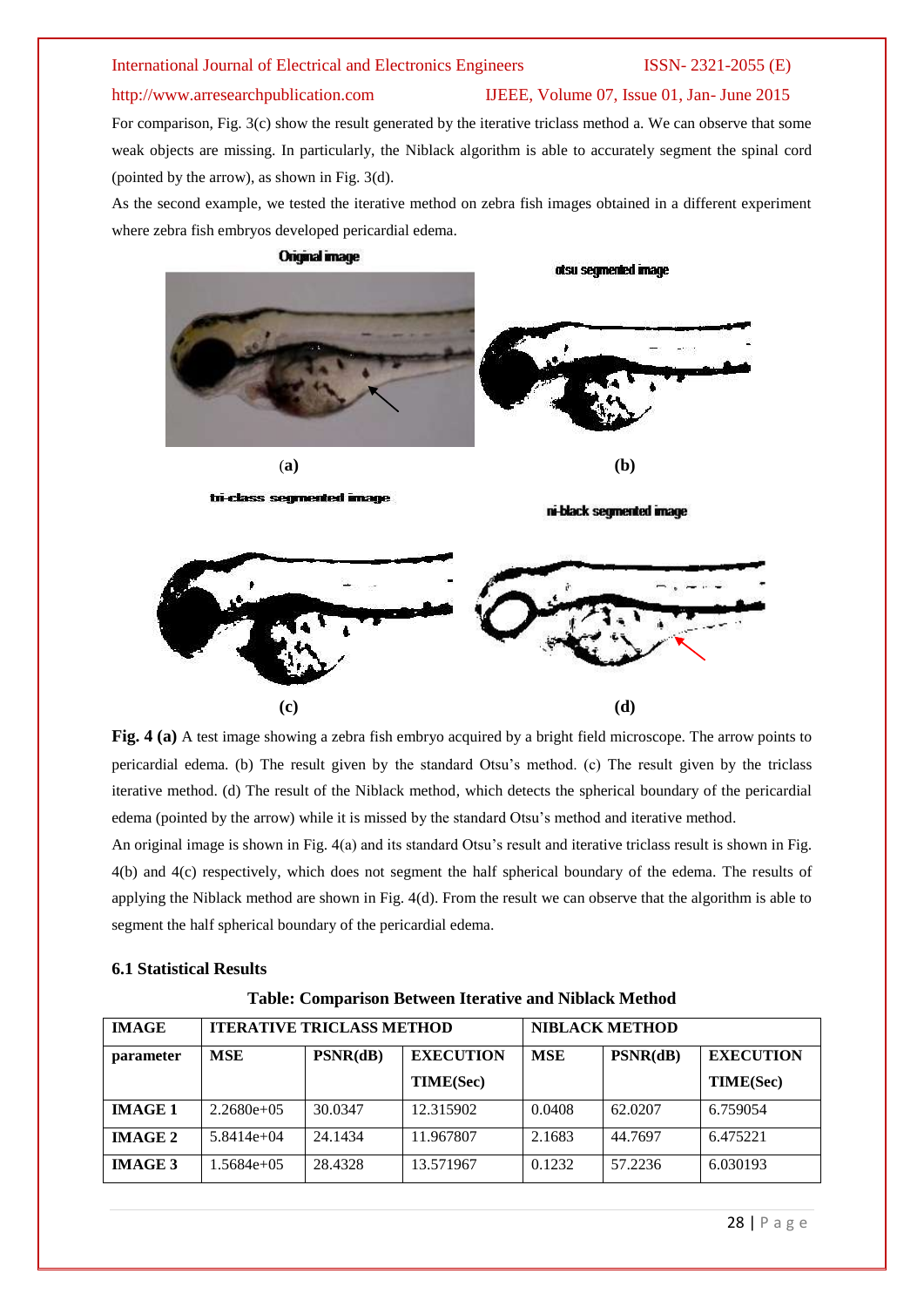For comparison, Fig. 3(c) show the result generated by the iterative triclass method a. We can observe that some weak objects are missing. In particularly, the Niblack algorithm is able to accurately segment the spinal cord (pointed by the arrow), as shown in Fig. 3(d).

As the second example, we tested the iterative method on zebra fish images obtained in a different experiment where zebra fish embryos developed pericardial edema.

**Fig. 4 (a)** A test image showing a zebra fish embryo acquired by a bright field microscope. The arrow points to pericardial edema. (b) The result given by the standard Otsu's method. (c) The result given by the triclass iterative method. (d) The result of the Niblack method, which detects the spherical boundary of the pericardial edema (pointed by the arrow) while it is missed by the standard Otsu's method and iterative method.

An original image is shown in Fig. 4(a) and its standard Otsu's result and iterative triclass result is shown in Fig. 4(b) and 4(c) respectively, which does not segment the half spherical boundary of the edema. The results of applying the Niblack method are shown in Fig. 4(d). From the result we can observe that the algorithm is able to segment the half spherical boundary of the pericardial edema.

### 6.1 Statistical Results

**Table: Comparison Between Iterative and Niblack Method**

| IMAGE | ITERATIVE TRICLASS METHOD | | | NIBLACK METHOD | | |
|---|---|---|---|---|---|---|
| parameter | MSE | PSNR(dB) | EXECUTION TIME(Sec) | MSE | PSNR(dB) | EXECUTION TIME(Sec) |
| IMAGE 1 | 2.2680e+05 | 30.0347 | 12.315902 | 0.0408 | 62.0207 | 6.759054 |
| IMAGE 2 | 5.8414e+04 | 24.1434 | 11.967807 | 2.1683 | 44.7697 | 6.475221 |
| IMAGE 3 | 1.5684e+05 | 28.4328 | 13.571967 | 0.1232 | 57.2236 | 6.030193 |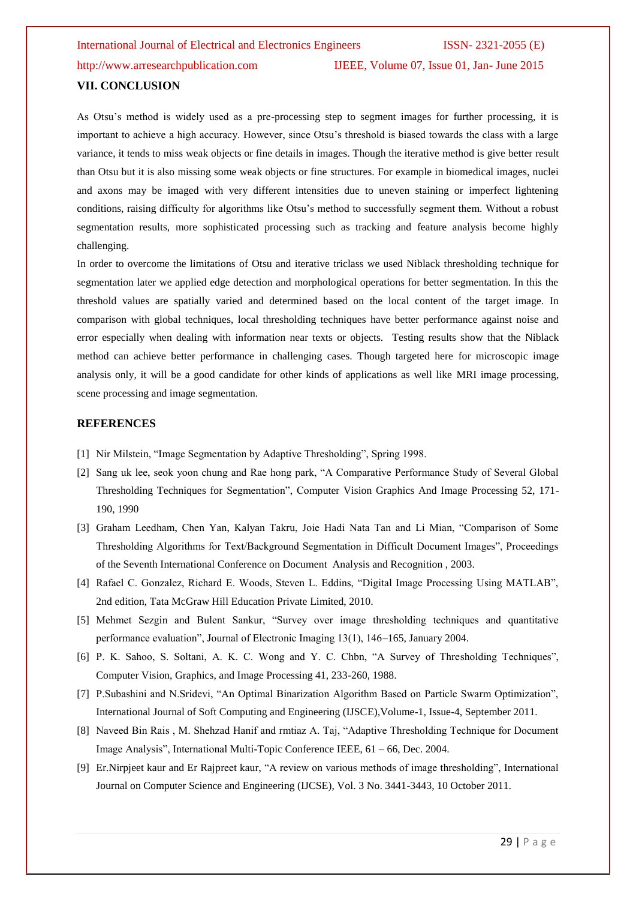## VII. CONCLUSION

As Otsu's method is widely used as a pre-processing step to segment images for further processing, it is important to achieve a high accuracy. However, since Otsu's threshold is biased towards the class with a large variance, it tends to miss weak objects or fine details in images. Though the iterative method is give better result than Otsu but it is also missing some weak objects or fine structures. For example in biomedical images, nuclei and axons may be imaged with very different intensities due to uneven staining or imperfect lightening conditions, raising difficulty for algorithms like Otsu's method to successfully segment them. Without a robust segmentation results, more sophisticated processing such as tracking and feature analysis become highly challenging.

In order to overcome the limitations of Otsu and iterative triclass we used Niblack thresholding technique for segmentation later we applied edge detection and morphological operations for better segmentation. In this the threshold values are spatially varied and determined based on the local content of the target image. In comparison with global techniques, local thresholding techniques have better performance against noise and error especially when dealing with information near texts or objects. Testing results show that the Niblack method can achieve better performance in challenging cases. Though targeted here for microscopic image analysis only, it will be a good candidate for other kinds of applications as well like MRI image processing, scene processing and image segmentation.

## REFERENCES

[1] Nir Milstein, "Image Segmentation by Adaptive Thresholding", Spring 1998.

[2] Sang uk lee, seok yoon chung and Rae hong park, "A Comparative Performance Study of Several Global Thresholding Techniques for Segmentation", Computer Vision Graphics And Image Processing 52, 171-190, 1990

[3] Graham Leedham, Chen Yan, Kalyan Takru, Joie Hadi Nata Tan and Li Mian, "Comparison of Some Thresholding Algorithms for Text/Background Segmentation in Difficult Document Images", Proceedings of the Seventh International Conference on Document Analysis and Recognition , 2003.

[4] Rafael C. Gonzalez, Richard E. Woods, Steven L. Eddins, "Digital Image Processing Using MATLAB", 2nd edition, Tata McGraw Hill Education Private Limited, 2010.

[5] Mehmet Sezgin and Bulent Sankur, "Survey over image thresholding techniques and quantitative performance evaluation", Journal of Electronic Imaging 13(1), 146–165, January 2004.

[6] P. K. Sahoo, S. Soltani, A. K. C. Wong and Y. C. Chbn, "A Survey of Thresholding Techniques", Computer Vision, Graphics, and Image Processing 41, 233-260, 1988.

[7] P.Subashini and N.Sridevi, "An Optimal Binarization Algorithm Based on Particle Swarm Optimization", International Journal of Soft Computing and Engineering (IJSCE),Volume-1, Issue-4, September 2011.

[8] Naveed Bin Rais , M. Shehzad Hanif and rmtiaz A. Taj, "Adaptive Thresholding Technique for Document Image Analysis", International Multi-Topic Conference IEEE, 61 – 66, Dec. 2004.

[9] Er.Nirpjeet kaur and Er Rajpreet kaur, "A review on various methods of image thresholding", International Journal on Computer Science and Engineering (IJCSE), Vol. 3 No. 3441-3443, 10 October 2011.